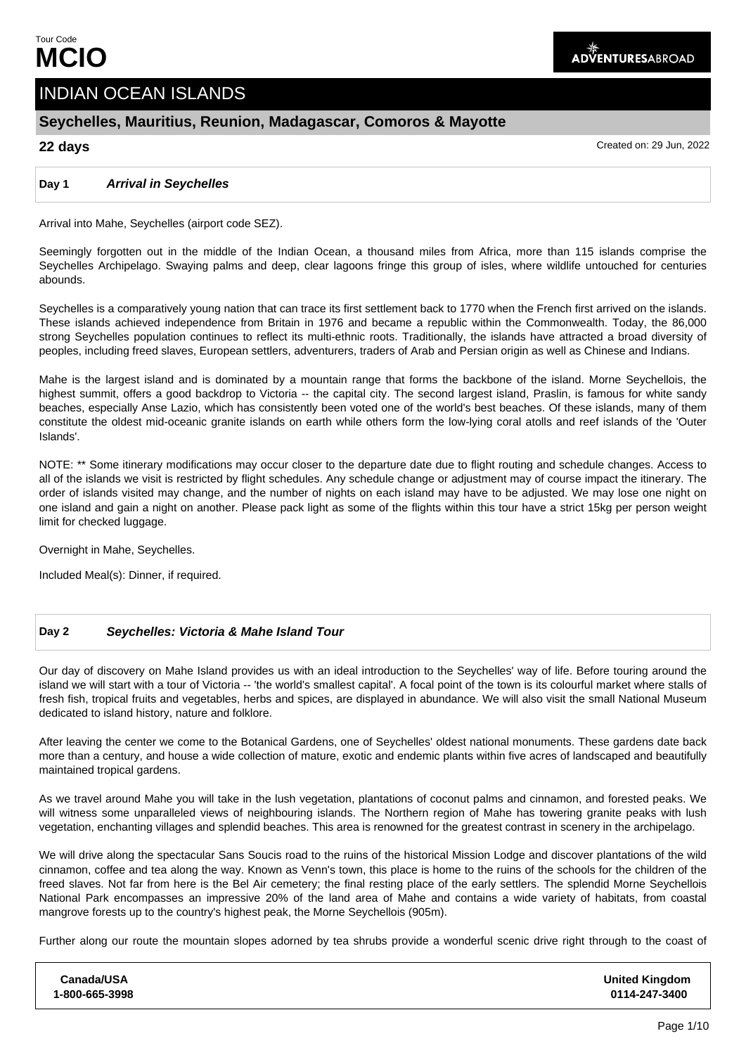Tour Code
# MCIO

ADVENTURESABROAD

## INDIAN OCEAN ISLANDS

### Seychelles, Mauritius, Reunion, Madagascar, Comoros & Mayotte

**22 days**

Created on: 29 Jun, 2022

### Day 1 *Arrival in Seychelles*

Arrival into Mahe, Seychelles (airport code SEZ).

Seemingly forgotten out in the middle of the Indian Ocean, a thousand miles from Africa, more than 115 islands comprise the Seychelles Archipelago. Swaying palms and deep, clear lagoons fringe this group of isles, where wildlife untouched for centuries abounds.

Seychelles is a comparatively young nation that can trace its first settlement back to 1770 when the French first arrived on the islands. These islands achieved independence from Britain in 1976 and became a republic within the Commonwealth. Today, the 86,000 strong Seychelles population continues to reflect its multi-ethnic roots. Traditionally, the islands have attracted a broad diversity of peoples, including freed slaves, European settlers, adventurers, traders of Arab and Persian origin as well as Chinese and Indians.

Mahe is the largest island and is dominated by a mountain range that forms the backbone of the island. Morne Seychellois, the highest summit, offers a good backdrop to Victoria -- the capital city. The second largest island, Praslin, is famous for white sandy beaches, especially Anse Lazio, which has consistently been voted one of the world's best beaches. Of these islands, many of them constitute the oldest mid-oceanic granite islands on earth while others form the low-lying coral atolls and reef islands of the 'Outer Islands'.

NOTE: ** Some itinerary modifications may occur closer to the departure date due to flight routing and schedule changes. Access to all of the islands we visit is restricted by flight schedules. Any schedule change or adjustment may of course impact the itinerary. The order of islands visited may change, and the number of nights on each island may have to be adjusted. We may lose one night on one island and gain a night on another. Please pack light as some of the flights within this tour have a strict 15kg per person weight limit for checked luggage.

Overnight in Mahe, Seychelles.

Included Meal(s): Dinner, if required.

### Day 2 *Seychelles: Victoria & Mahe Island Tour*

Our day of discovery on Mahe Island provides us with an ideal introduction to the Seychelles' way of life. Before touring around the island we will start with a tour of Victoria -- 'the world's smallest capital'. A focal point of the town is its colourful market where stalls of fresh fish, tropical fruits and vegetables, herbs and spices, are displayed in abundance. We will also visit the small National Museum dedicated to island history, nature and folklore.

After leaving the center we come to the Botanical Gardens, one of Seychelles' oldest national monuments. These gardens date back more than a century, and house a wide collection of mature, exotic and endemic plants within five acres of landscaped and beautifully maintained tropical gardens.

As we travel around Mahe you will take in the lush vegetation, plantations of coconut palms and cinnamon, and forested peaks. We will witness some unparalleled views of neighbouring islands. The Northern region of Mahe has towering granite peaks with lush vegetation, enchanting villages and splendid beaches. This area is renowned for the greatest contrast in scenery in the archipelago.

We will drive along the spectacular Sans Soucis road to the ruins of the historical Mission Lodge and discover plantations of the wild cinnamon, coffee and tea along the way. Known as Venn's town, this place is home to the ruins of the schools for the children of the freed slaves. Not far from here is the Bel Air cemetery; the final resting place of the early settlers. The splendid Morne Seychellois National Park encompasses an impressive 20% of the land area of Mahe and contains a wide variety of habitats, from coastal mangrove forests up to the country's highest peak, the Morne Seychellois (905m).

Further along our route the mountain slopes adorned by tea shrubs provide a wonderful scenic drive right through to the coast of

| Canada/USA | United Kingdom |
|---|---|
| 1-800-665-3998 | 0114-247-3400 |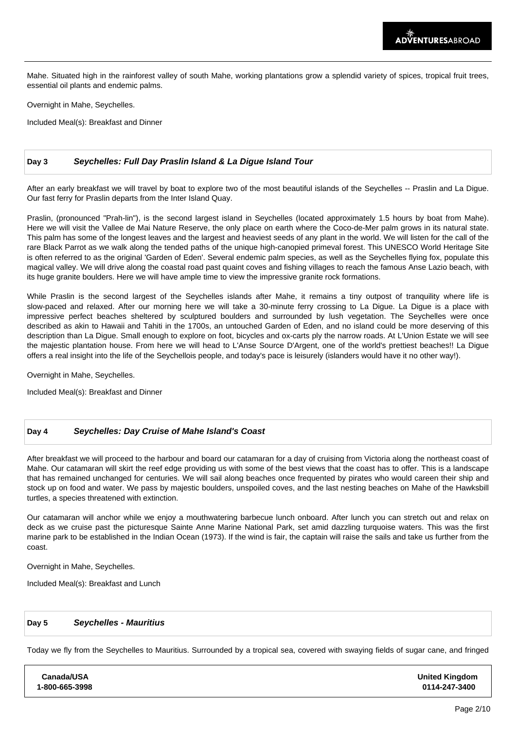Mahe. Situated high in the rainforest valley of south Mahe, working plantations grow a splendid variety of spices, tropical fruit trees, essential oil plants and endemic palms.

Overnight in Mahe, Seychelles.

Included Meal(s): Breakfast and Dinner

### Day 3 *Seychelles: Full Day Praslin Island & La Digue Island Tour*

After an early breakfast we will travel by boat to explore two of the most beautiful islands of the Seychelles -- Praslin and La Digue. Our fast ferry for Praslin departs from the Inter Island Quay.

Praslin, (pronounced "Prah-lin"), is the second largest island in Seychelles (located approximately 1.5 hours by boat from Mahe). Here we will visit the Vallee de Mai Nature Reserve, the only place on earth where the Coco-de-Mer palm grows in its natural state. This palm has some of the longest leaves and the largest and heaviest seeds of any plant in the world. We will listen for the call of the rare Black Parrot as we walk along the tended paths of the unique high-canopied primeval forest. This UNESCO World Heritage Site is often referred to as the original 'Garden of Eden'. Several endemic palm species, as well as the Seychelles flying fox, populate this magical valley. We will drive along the coastal road past quaint coves and fishing villages to reach the famous Anse Lazio beach, with its huge granite boulders. Here we will have ample time to view the impressive granite rock formations.

While Praslin is the second largest of the Seychelles islands after Mahe, it remains a tiny outpost of tranquility where life is slow-paced and relaxed. After our morning here we will take a 30-minute ferry crossing to La Digue. La Digue is a place with impressive perfect beaches sheltered by sculptured boulders and surrounded by lush vegetation. The Seychelles were once described as akin to Hawaii and Tahiti in the 1700s, an untouched Garden of Eden, and no island could be more deserving of this description than La Digue. Small enough to explore on foot, bicycles and ox-carts ply the narrow roads. At L'Union Estate we will see the majestic plantation house. From here we will head to L'Anse Source D'Argent, one of the world's prettiest beaches!! La Digue offers a real insight into the life of the Seychellois people, and today's pace is leisurely (islanders would have it no other way!).

Overnight in Mahe, Seychelles.

Included Meal(s): Breakfast and Dinner

### Day 4 *Seychelles: Day Cruise of Mahe Island's Coast*

After breakfast we will proceed to the harbour and board our catamaran for a day of cruising from Victoria along the northeast coast of Mahe. Our catamaran will skirt the reef edge providing us with some of the best views that the coast has to offer. This is a landscape that has remained unchanged for centuries. We will sail along beaches once frequented by pirates who would careen their ship and stock up on food and water. We pass by majestic boulders, unspoiled coves, and the last nesting beaches on Mahe of the Hawksbill turtles, a species threatened with extinction.

Our catamaran will anchor while we enjoy a mouthwatering barbecue lunch onboard. After lunch you can stretch out and relax on deck as we cruise past the picturesque Sainte Anne Marine National Park, set amid dazzling turquoise waters. This was the first marine park to be established in the Indian Ocean (1973). If the wind is fair, the captain will raise the sails and take us further from the coast.

Overnight in Mahe, Seychelles.

Included Meal(s): Breakfast and Lunch

### Day 5 *Seychelles - Mauritius*

Today we fly from the Seychelles to Mauritius. Surrounded by a tropical sea, covered with swaying fields of sugar cane, and fringed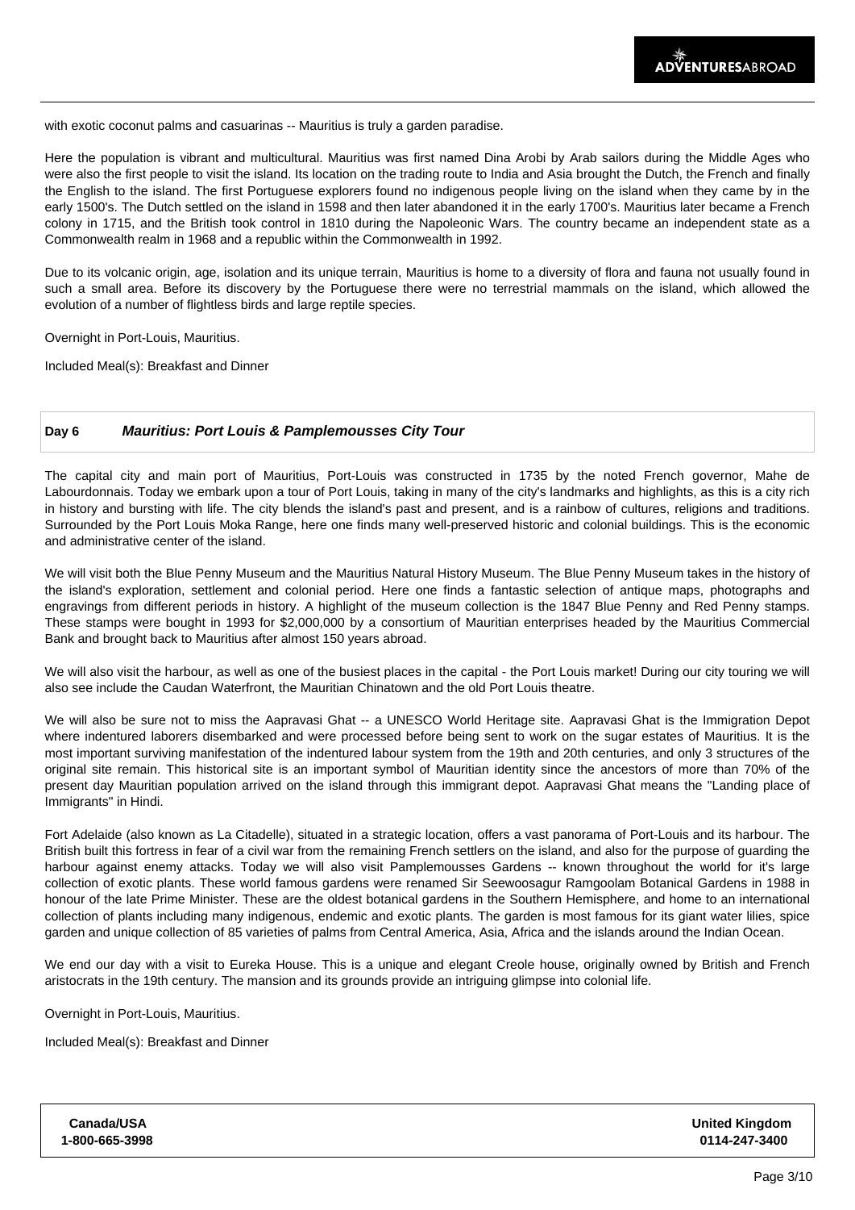with exotic coconut palms and casuarinas -- Mauritius is truly a garden paradise.

Here the population is vibrant and multicultural. Mauritius was first named Dina Arobi by Arab sailors during the Middle Ages who were also the first people to visit the island. Its location on the trading route to India and Asia brought the Dutch, the French and finally the English to the island. The first Portuguese explorers found no indigenous people living on the island when they came by in the early 1500's. The Dutch settled on the island in 1598 and then later abandoned it in the early 1700's. Mauritius later became a French colony in 1715, and the British took control in 1810 during the Napoleonic Wars. The country became an independent state as a Commonwealth realm in 1968 and a republic within the Commonwealth in 1992.

Due to its volcanic origin, age, isolation and its unique terrain, Mauritius is home to a diversity of flora and fauna not usually found in such a small area. Before its discovery by the Portuguese there were no terrestrial mammals on the island, which allowed the evolution of a number of flightless birds and large reptile species.

Overnight in Port-Louis, Mauritius.

Included Meal(s): Breakfast and Dinner

## Day 6 *Mauritius: Port Louis & Pamplemousses City Tour*

The capital city and main port of Mauritius, Port-Louis was constructed in 1735 by the noted French governor, Mahe de Labourdonnais. Today we embark upon a tour of Port Louis, taking in many of the city's landmarks and highlights, as this is a city rich in history and bursting with life. The city blends the island's past and present, and is a rainbow of cultures, religions and traditions. Surrounded by the Port Louis Moka Range, here one finds many well-preserved historic and colonial buildings. This is the economic and administrative center of the island.

We will visit both the Blue Penny Museum and the Mauritius Natural History Museum. The Blue Penny Museum takes in the history of the island's exploration, settlement and colonial period. Here one finds a fantastic selection of antique maps, photographs and engravings from different periods in history. A highlight of the museum collection is the 1847 Blue Penny and Red Penny stamps. These stamps were bought in 1993 for $2,000,000 by a consortium of Mauritian enterprises headed by the Mauritius Commercial Bank and brought back to Mauritius after almost 150 years abroad.

We will also visit the harbour, as well as one of the busiest places in the capital - the Port Louis market! During our city touring we will also see include the Caudan Waterfront, the Mauritian Chinatown and the old Port Louis theatre.

We will also be sure not to miss the Aapravasi Ghat -- a UNESCO World Heritage site. Aapravasi Ghat is the Immigration Depot where indentured laborers disembarked and were processed before being sent to work on the sugar estates of Mauritius. It is the most important surviving manifestation of the indentured labour system from the 19th and 20th centuries, and only 3 structures of the original site remain. This historical site is an important symbol of Mauritian identity since the ancestors of more than 70% of the present day Mauritian population arrived on the island through this immigrant depot. Aapravasi Ghat means the "Landing place of Immigrants" in Hindi.

Fort Adelaide (also known as La Citadelle), situated in a strategic location, offers a vast panorama of Port-Louis and its harbour. The British built this fortress in fear of a civil war from the remaining French settlers on the island, and also for the purpose of guarding the harbour against enemy attacks. Today we will also visit Pamplemousses Gardens -- known throughout the world for it's large collection of exotic plants. These world famous gardens were renamed Sir Seewoosagur Ramgoolam Botanical Gardens in 1988 in honour of the late Prime Minister. These are the oldest botanical gardens in the Southern Hemisphere, and home to an international collection of plants including many indigenous, endemic and exotic plants. The garden is most famous for its giant water lilies, spice garden and unique collection of 85 varieties of palms from Central America, Asia, Africa and the islands around the Indian Ocean.

We end our day with a visit to Eureka House. This is a unique and elegant Creole house, originally owned by British and French aristocrats in the 19th century. The mansion and its grounds provide an intriguing glimpse into colonial life.

Overnight in Port-Louis, Mauritius.

Included Meal(s): Breakfast and Dinner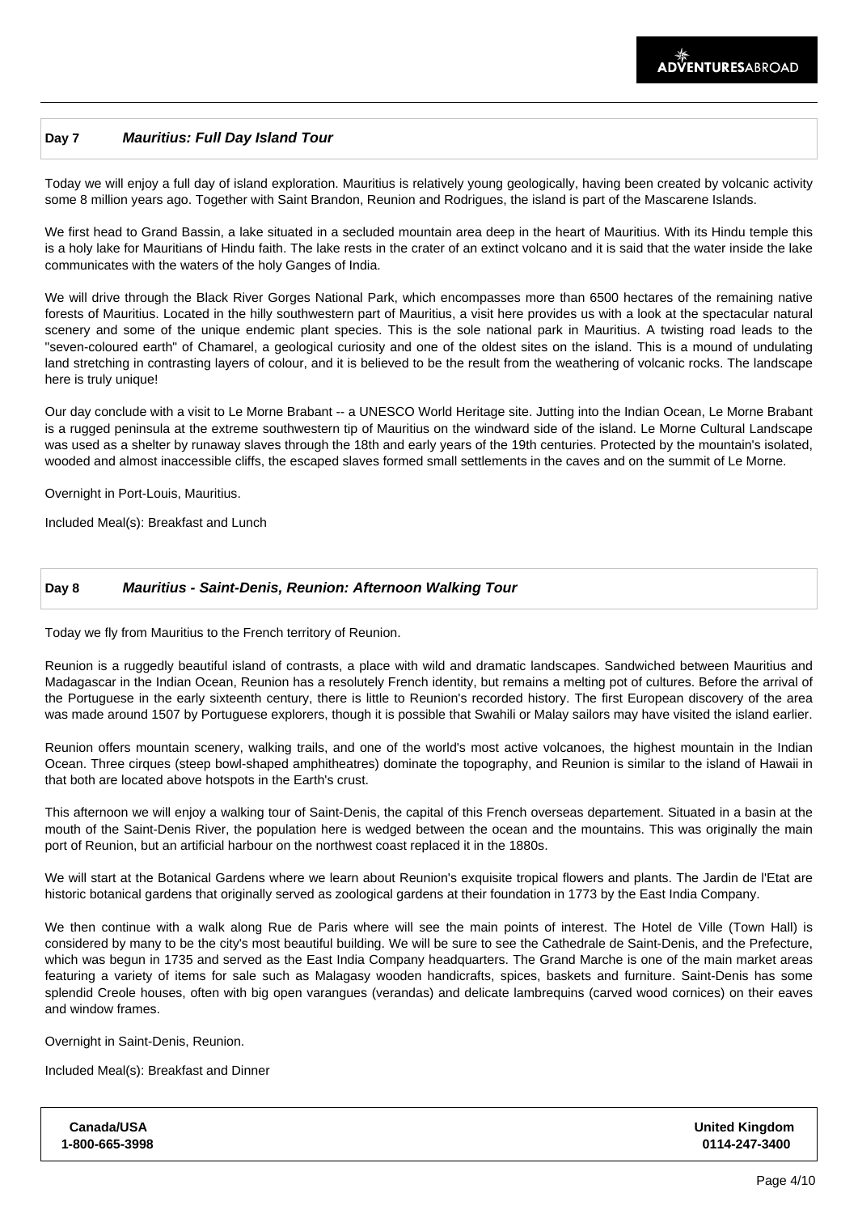## Day 7 *Mauritius: Full Day Island Tour*

Today we will enjoy a full day of island exploration. Mauritius is relatively young geologically, having been created by volcanic activity some 8 million years ago. Together with Saint Brandon, Reunion and Rodrigues, the island is part of the Mascarene Islands.

We first head to Grand Bassin, a lake situated in a secluded mountain area deep in the heart of Mauritius. With its Hindu temple this is a holy lake for Mauritians of Hindu faith. The lake rests in the crater of an extinct volcano and it is said that the water inside the lake communicates with the waters of the holy Ganges of India.

We will drive through the Black River Gorges National Park, which encompasses more than 6500 hectares of the remaining native forests of Mauritius. Located in the hilly southwestern part of Mauritius, a visit here provides us with a look at the spectacular natural scenery and some of the unique endemic plant species. This is the sole national park in Mauritius. A twisting road leads to the "seven-coloured earth" of Chamarel, a geological curiosity and one of the oldest sites on the island. This is a mound of undulating land stretching in contrasting layers of colour, and it is believed to be the result from the weathering of volcanic rocks. The landscape here is truly unique!

Our day conclude with a visit to Le Morne Brabant -- a UNESCO World Heritage site. Jutting into the Indian Ocean, Le Morne Brabant is a rugged peninsula at the extreme southwestern tip of Mauritius on the windward side of the island. Le Morne Cultural Landscape was used as a shelter by runaway slaves through the 18th and early years of the 19th centuries. Protected by the mountain's isolated, wooded and almost inaccessible cliffs, the escaped slaves formed small settlements in the caves and on the summit of Le Morne.

Overnight in Port-Louis, Mauritius.

Included Meal(s): Breakfast and Lunch

## Day 8 *Mauritius - Saint-Denis, Reunion: Afternoon Walking Tour*

Today we fly from Mauritius to the French territory of Reunion.

Reunion is a ruggedly beautiful island of contrasts, a place with wild and dramatic landscapes. Sandwiched between Mauritius and Madagascar in the Indian Ocean, Reunion has a resolutely French identity, but remains a melting pot of cultures. Before the arrival of the Portuguese in the early sixteenth century, there is little to Reunion's recorded history. The first European discovery of the area was made around 1507 by Portuguese explorers, though it is possible that Swahili or Malay sailors may have visited the island earlier.

Reunion offers mountain scenery, walking trails, and one of the world's most active volcanoes, the highest mountain in the Indian Ocean. Three cirques (steep bowl-shaped amphitheatres) dominate the topography, and Reunion is similar to the island of Hawaii in that both are located above hotspots in the Earth's crust.

This afternoon we will enjoy a walking tour of Saint-Denis, the capital of this French overseas departement. Situated in a basin at the mouth of the Saint-Denis River, the population here is wedged between the ocean and the mountains. This was originally the main port of Reunion, but an artificial harbour on the northwest coast replaced it in the 1880s.

We will start at the Botanical Gardens where we learn about Reunion's exquisite tropical flowers and plants. The Jardin de l'Etat are historic botanical gardens that originally served as zoological gardens at their foundation in 1773 by the East India Company.

We then continue with a walk along Rue de Paris where will see the main points of interest. The Hotel de Ville (Town Hall) is considered by many to be the city's most beautiful building. We will be sure to see the Cathedrale de Saint-Denis, and the Prefecture, which was begun in 1735 and served as the East India Company headquarters. The Grand Marche is one of the main market areas featuring a variety of items for sale such as Malagasy wooden handicrafts, spices, baskets and furniture. Saint-Denis has some splendid Creole houses, often with big open varangues (verandas) and delicate lambrequins (carved wood cornices) on their eaves and window frames.

Overnight in Saint-Denis, Reunion.

Included Meal(s): Breakfast and Dinner

**Canada/USA**
**1-800-665-3998**

**United Kingdom**
**0114-247-3400**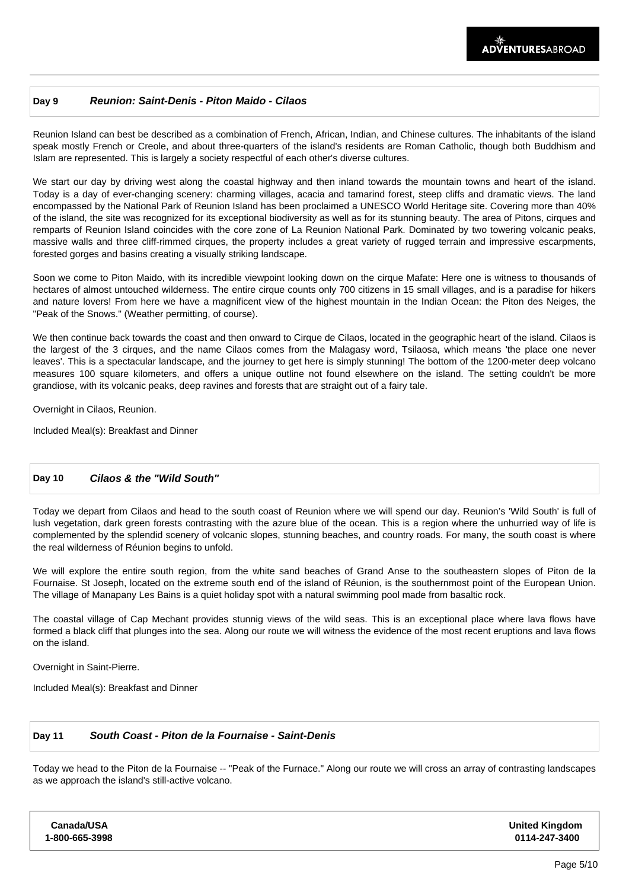## Day 9 *Reunion: Saint-Denis - Piton Maido - Cilaos*

Reunion Island can best be described as a combination of French, African, Indian, and Chinese cultures. The inhabitants of the island speak mostly French or Creole, and about three-quarters of the island's residents are Roman Catholic, though both Buddhism and Islam are represented. This is largely a society respectful of each other's diverse cultures.

We start our day by driving west along the coastal highway and then inland towards the mountain towns and heart of the island. Today is a day of ever-changing scenery: charming villages, acacia and tamarind forest, steep cliffs and dramatic views. The land encompassed by the National Park of Reunion Island has been proclaimed a UNESCO World Heritage site. Covering more than 40% of the island, the site was recognized for its exceptional biodiversity as well as for its stunning beauty. The area of Pitons, cirques and remparts of Reunion Island coincides with the core zone of La Reunion National Park. Dominated by two towering volcanic peaks, massive walls and three cliff-rimmed cirques, the property includes a great variety of rugged terrain and impressive escarpments, forested gorges and basins creating a visually striking landscape.

Soon we come to Piton Maido, with its incredible viewpoint looking down on the cirque Mafate: Here one is witness to thousands of hectares of almost untouched wilderness. The entire cirque counts only 700 citizens in 15 small villages, and is a paradise for hikers and nature lovers! From here we have a magnificent view of the highest mountain in the Indian Ocean: the Piton des Neiges, the "Peak of the Snows." (Weather permitting, of course).

We then continue back towards the coast and then onward to Cirque de Cilaos, located in the geographic heart of the island. Cilaos is the largest of the 3 cirques, and the name Cilaos comes from the Malagasy word, Tsilaosa, which means 'the place one never leaves'. This is a spectacular landscape, and the journey to get here is simply stunning! The bottom of the 1200-meter deep volcano measures 100 square kilometers, and offers a unique outline not found elsewhere on the island. The setting couldn't be more grandiose, with its volcanic peaks, deep ravines and forests that are straight out of a fairy tale.

Overnight in Cilaos, Reunion.

Included Meal(s): Breakfast and Dinner

## Day 10 *Cilaos & the "Wild South"*

Today we depart from Cilaos and head to the south coast of Reunion where we will spend our day. Reunion's 'Wild South' is full of lush vegetation, dark green forests contrasting with the azure blue of the ocean. This is a region where the unhurried way of life is complemented by the splendid scenery of volcanic slopes, stunning beaches, and country roads. For many, the south coast is where the real wilderness of Réunion begins to unfold.

We will explore the entire south region, from the white sand beaches of Grand Anse to the southeastern slopes of Piton de la Fournaise. St Joseph, located on the extreme south end of the island of Réunion, is the southernmost point of the European Union. The village of Manapany Les Bains is a quiet holiday spot with a natural swimming pool made from basaltic rock.

The coastal village of Cap Mechant provides stunnig views of the wild seas. This is an exceptional place where lava flows have formed a black cliff that plunges into the sea. Along our route we will witness the evidence of the most recent eruptions and lava flows on the island.

Overnight in Saint-Pierre.

Included Meal(s): Breakfast and Dinner

## Day 11 *South Coast - Piton de la Fournaise - Saint-Denis*

Today we head to the Piton de la Fournaise -- "Peak of the Furnace." Along our route we will cross an array of contrasting landscapes as we approach the island's still-active volcano.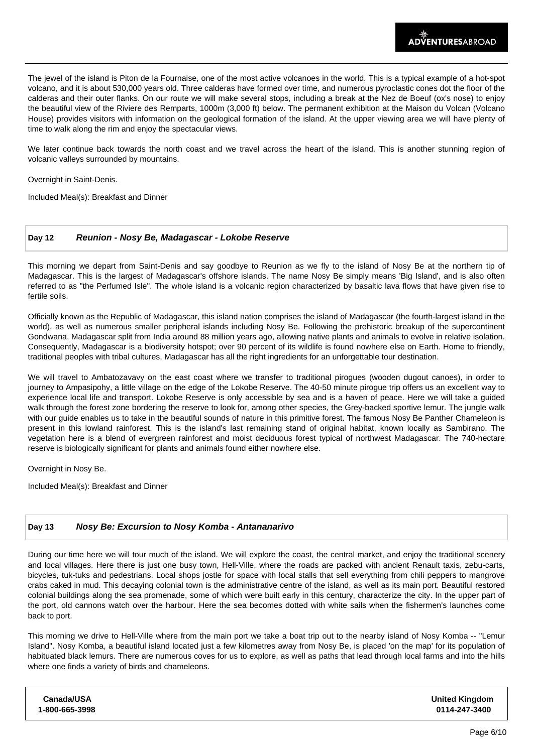The jewel of the island is Piton de la Fournaise, one of the most active volcanoes in the world. This is a typical example of a hot-spot volcano, and it is about 530,000 years old. Three calderas have formed over time, and numerous pyroclastic cones dot the floor of the calderas and their outer flanks. On our route we will make several stops, including a break at the Nez de Boeuf (ox's nose) to enjoy the beautiful view of the Riviere des Remparts, 1000m (3,000 ft) below. The permanent exhibition at the Maison du Volcan (Volcano House) provides visitors with information on the geological formation of the island. At the upper viewing area we will have plenty of time to walk along the rim and enjoy the spectacular views.

We later continue back towards the north coast and we travel across the heart of the island. This is another stunning region of volcanic valleys surrounded by mountains.

Overnight in Saint-Denis.

Included Meal(s): Breakfast and Dinner

## Day 12 *Reunion - Nosy Be, Madagascar - Lokobe Reserve*

This morning we depart from Saint-Denis and say goodbye to Reunion as we fly to the island of Nosy Be at the northern tip of Madagascar. This is the largest of Madagascar's offshore islands. The name Nosy Be simply means 'Big Island', and is also often referred to as "the Perfumed Isle". The whole island is a volcanic region characterized by basaltic lava flows that have given rise to fertile soils.

Officially known as the Republic of Madagascar, this island nation comprises the island of Madagascar (the fourth-largest island in the world), as well as numerous smaller peripheral islands including Nosy Be. Following the prehistoric breakup of the supercontinent Gondwana, Madagascar split from India around 88 million years ago, allowing native plants and animals to evolve in relative isolation. Consequently, Madagascar is a biodiversity hotspot; over 90 percent of its wildlife is found nowhere else on Earth. Home to friendly, traditional peoples with tribal cultures, Madagascar has all the right ingredients for an unforgettable tour destination.

We will travel to Ambatozavavy on the east coast where we transfer to traditional pirogues (wooden dugout canoes), in order to journey to Ampasipohy, a little village on the edge of the Lokobe Reserve. The 40-50 minute pirogue trip offers us an excellent way to experience local life and transport. Lokobe Reserve is only accessible by sea and is a haven of peace. Here we will take a guided walk through the forest zone bordering the reserve to look for, among other species, the Grey-backed sportive lemur. The jungle walk with our guide enables us to take in the beautiful sounds of nature in this primitive forest. The famous Nosy Be Panther Chameleon is present in this lowland rainforest. This is the island's last remaining stand of original habitat, known locally as Sambirano. The vegetation here is a blend of evergreen rainforest and moist deciduous forest typical of northwest Madagascar. The 740-hectare reserve is biologically significant for plants and animals found either nowhere else.

Overnight in Nosy Be.

Included Meal(s): Breakfast and Dinner

## Day 13 *Nosy Be: Excursion to Nosy Komba - Antananarivo*

During our time here we will tour much of the island. We will explore the coast, the central market, and enjoy the traditional scenery and local villages. Here there is just one busy town, Hell-Ville, where the roads are packed with ancient Renault taxis, zebu-carts, bicycles, tuk-tuks and pedestrians. Local shops jostle for space with local stalls that sell everything from chili peppers to mangrove crabs caked in mud. This decaying colonial town is the administrative centre of the island, as well as its main port. Beautiful restored colonial buildings along the sea promenade, some of which were built early in this century, characterize the city. In the upper part of the port, old cannons watch over the harbour. Here the sea becomes dotted with white sails when the fishermen's launches come back to port.

This morning we drive to Hell-Ville where from the main port we take a boat trip out to the nearby island of Nosy Komba -- "Lemur Island". Nosy Komba, a beautiful island located just a few kilometres away from Nosy Be, is placed 'on the map' for its population of habituated black lemurs. There are numerous coves for us to explore, as well as paths that lead through local farms and into the hills where one finds a variety of birds and chameleons.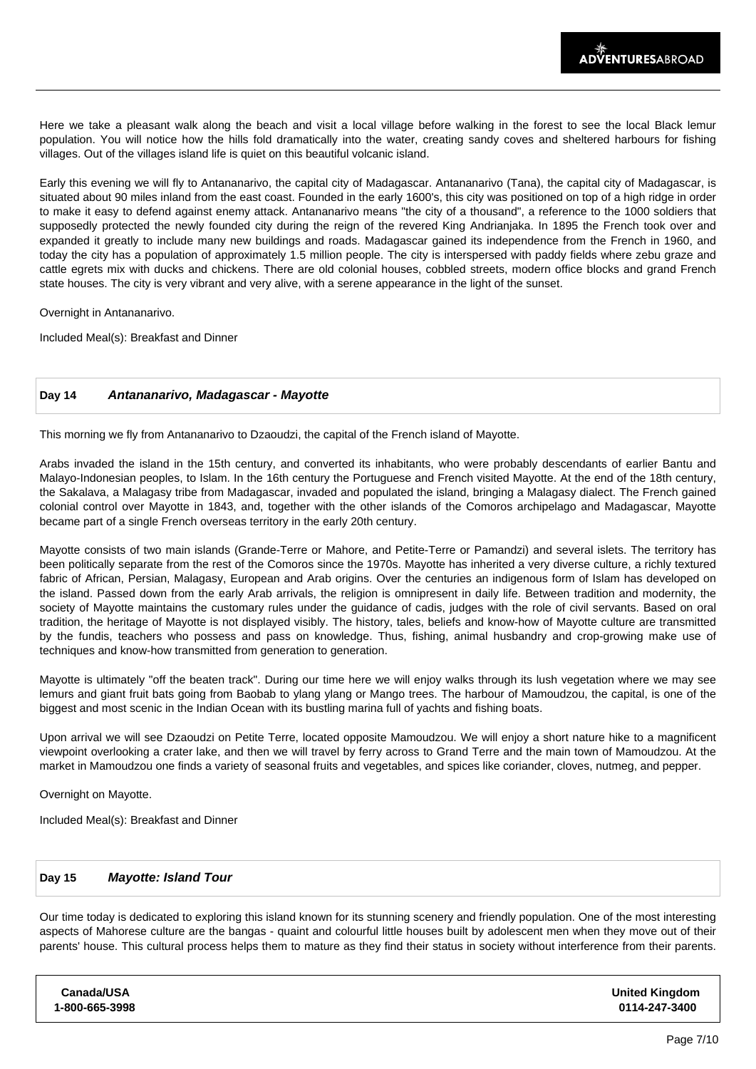Here we take a pleasant walk along the beach and visit a local village before walking in the forest to see the local Black lemur population. You will notice how the hills fold dramatically into the water, creating sandy coves and sheltered harbours for fishing villages. Out of the villages island life is quiet on this beautiful volcanic island.

Early this evening we will fly to Antananarivo, the capital city of Madagascar. Antananarivo (Tana), the capital city of Madagascar, is situated about 90 miles inland from the east coast. Founded in the early 1600's, this city was positioned on top of a high ridge in order to make it easy to defend against enemy attack. Antananarivo means "the city of a thousand", a reference to the 1000 soldiers that supposedly protected the newly founded city during the reign of the revered King Andrianjaka. In 1895 the French took over and expanded it greatly to include many new buildings and roads. Madagascar gained its independence from the French in 1960, and today the city has a population of approximately 1.5 million people. The city is interspersed with paddy fields where zebu graze and cattle egrets mix with ducks and chickens. There are old colonial houses, cobbled streets, modern office blocks and grand French state houses. The city is very vibrant and very alive, with a serene appearance in the light of the sunset.

Overnight in Antananarivo.

Included Meal(s): Breakfast and Dinner

## Day 14 *Antananarivo, Madagascar - Mayotte*

This morning we fly from Antananarivo to Dzaoudzi, the capital of the French island of Mayotte.

Arabs invaded the island in the 15th century, and converted its inhabitants, who were probably descendants of earlier Bantu and Malayo-Indonesian peoples, to Islam. In the 16th century the Portuguese and French visited Mayotte. At the end of the 18th century, the Sakalava, a Malagasy tribe from Madagascar, invaded and populated the island, bringing a Malagasy dialect. The French gained colonial control over Mayotte in 1843, and, together with the other islands of the Comoros archipelago and Madagascar, Mayotte became part of a single French overseas territory in the early 20th century.

Mayotte consists of two main islands (Grande-Terre or Mahore, and Petite-Terre or Pamandzi) and several islets. The territory has been politically separate from the rest of the Comoros since the 1970s. Mayotte has inherited a very diverse culture, a richly textured fabric of African, Persian, Malagasy, European and Arab origins. Over the centuries an indigenous form of Islam has developed on the island. Passed down from the early Arab arrivals, the religion is omnipresent in daily life. Between tradition and modernity, the society of Mayotte maintains the customary rules under the guidance of cadis, judges with the role of civil servants. Based on oral tradition, the heritage of Mayotte is not displayed visibly. The history, tales, beliefs and know-how of Mayotte culture are transmitted by the fundis, teachers who possess and pass on knowledge. Thus, fishing, animal husbandry and crop-growing make use of techniques and know-how transmitted from generation to generation.

Mayotte is ultimately "off the beaten track". During our time here we will enjoy walks through its lush vegetation where we may see lemurs and giant fruit bats going from Baobab to ylang ylang or Mango trees. The harbour of Mamoudzou, the capital, is one of the biggest and most scenic in the Indian Ocean with its bustling marina full of yachts and fishing boats.

Upon arrival we will see Dzaoudzi on Petite Terre, located opposite Mamoudzou. We will enjoy a short nature hike to a magnificent viewpoint overlooking a crater lake, and then we will travel by ferry across to Grand Terre and the main town of Mamoudzou. At the market in Mamoudzou one finds a variety of seasonal fruits and vegetables, and spices like coriander, cloves, nutmeg, and pepper.

Overnight on Mayotte.

Included Meal(s): Breakfast and Dinner

## Day 15 *Mayotte: Island Tour*

Our time today is dedicated to exploring this island known for its stunning scenery and friendly population. One of the most interesting aspects of Mahorese culture are the bangas - quaint and colourful little houses built by adolescent men when they move out of their parents' house. This cultural process helps them to mature as they find their status in society without interference from their parents.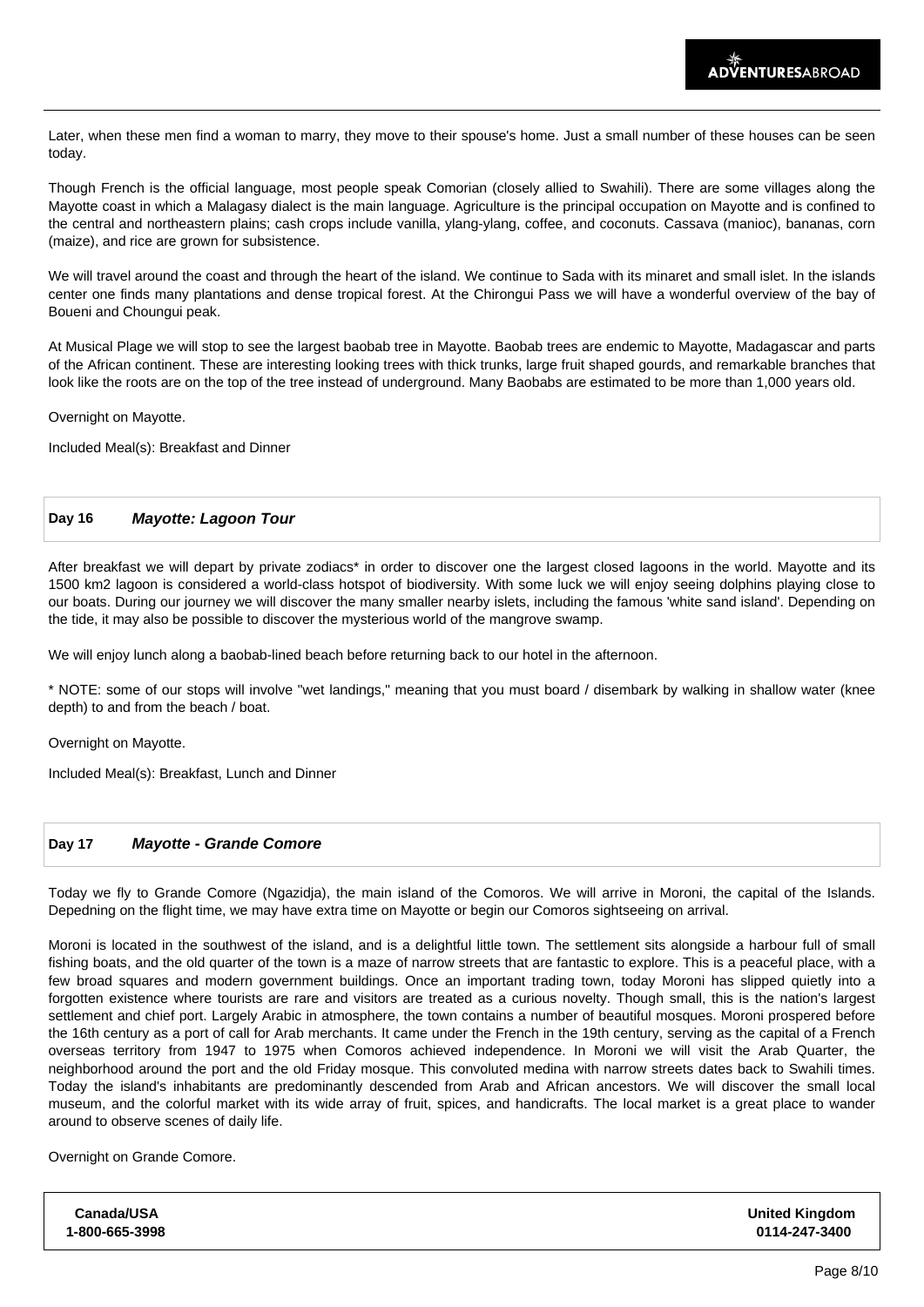Later, when these men find a woman to marry, they move to their spouse's home. Just a small number of these houses can be seen today.

Though French is the official language, most people speak Comorian (closely allied to Swahili). There are some villages along the Mayotte coast in which a Malagasy dialect is the main language. Agriculture is the principal occupation on Mayotte and is confined to the central and northeastern plains; cash crops include vanilla, ylang-ylang, coffee, and coconuts. Cassava (manioc), bananas, corn (maize), and rice are grown for subsistence.

We will travel around the coast and through the heart of the island. We continue to Sada with its minaret and small islet. In the islands center one finds many plantations and dense tropical forest. At the Chirongui Pass we will have a wonderful overview of the bay of Boueni and Choungui peak.

At Musical Plage we will stop to see the largest baobab tree in Mayotte. Baobab trees are endemic to Mayotte, Madagascar and parts of the African continent. These are interesting looking trees with thick trunks, large fruit shaped gourds, and remarkable branches that look like the roots are on the top of the tree instead of underground. Many Baobabs are estimated to be more than 1,000 years old.

Overnight on Mayotte.

Included Meal(s): Breakfast and Dinner

## Day 16 *Mayotte: Lagoon Tour*

After breakfast we will depart by private zodiacs* in order to discover one the largest closed lagoons in the world. Mayotte and its 1500 km2 lagoon is considered a world-class hotspot of biodiversity. With some luck we will enjoy seeing dolphins playing close to our boats. During our journey we will discover the many smaller nearby islets, including the famous 'white sand island'. Depending on the tide, it may also be possible to discover the mysterious world of the mangrove swamp.

We will enjoy lunch along a baobab-lined beach before returning back to our hotel in the afternoon.

* NOTE: some of our stops will involve "wet landings," meaning that you must board / disembark by walking in shallow water (knee depth) to and from the beach / boat.

Overnight on Mayotte.

Included Meal(s): Breakfast, Lunch and Dinner

## Day 17 *Mayotte - Grande Comore*

Today we fly to Grande Comore (Ngazidja), the main island of the Comoros. We will arrive in Moroni, the capital of the Islands. Depedning on the flight time, we may have extra time on Mayotte or begin our Comoros sightseeing on arrival.

Moroni is located in the southwest of the island, and is a delightful little town. The settlement sits alongside a harbour full of small fishing boats, and the old quarter of the town is a maze of narrow streets that are fantastic to explore. This is a peaceful place, with a few broad squares and modern government buildings. Once an important trading town, today Moroni has slipped quietly into a forgotten existence where tourists are rare and visitors are treated as a curious novelty. Though small, this is the nation's largest settlement and chief port. Largely Arabic in atmosphere, the town contains a number of beautiful mosques. Moroni prospered before the 16th century as a port of call for Arab merchants. It came under the French in the 19th century, serving as the capital of a French overseas territory from 1947 to 1975 when Comoros achieved independence. In Moroni we will visit the Arab Quarter, the neighborhood around the port and the old Friday mosque. This convoluted medina with narrow streets dates back to Swahili times. Today the island's inhabitants are predominantly descended from Arab and African ancestors. We will discover the small local museum, and the colorful market with its wide array of fruit, spices, and handicrafts. The local market is a great place to wander around to observe scenes of daily life.

Overnight on Grande Comore.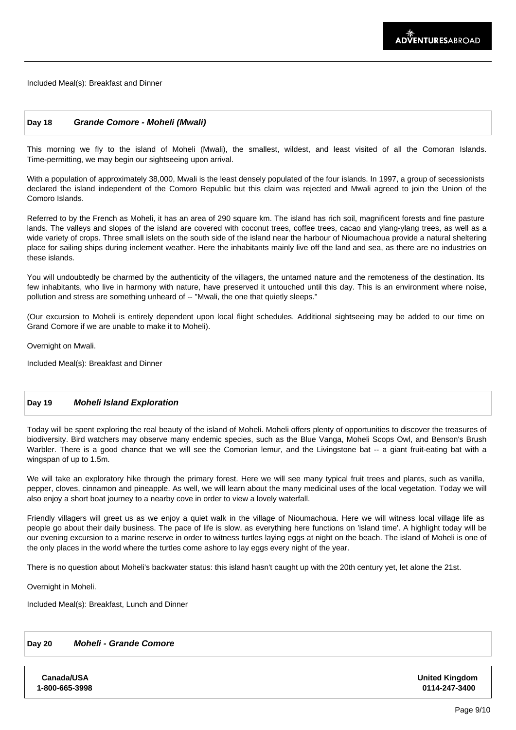Included Meal(s): Breakfast and Dinner

## Day 18 *Grande Comore - Moheli (Mwali)*

This morning we fly to the island of Moheli (Mwali), the smallest, wildest, and least visited of all the Comoran Islands. Time-permitting, we may begin our sightseeing upon arrival.

With a population of approximately 38,000, Mwali is the least densely populated of the four islands. In 1997, a group of secessionists declared the island independent of the Comoro Republic but this claim was rejected and Mwali agreed to join the Union of the Comoro Islands.

Referred to by the French as Moheli, it has an area of 290 square km. The island has rich soil, magnificent forests and fine pasture lands. The valleys and slopes of the island are covered with coconut trees, coffee trees, cacao and ylang-ylang trees, as well as a wide variety of crops. Three small islets on the south side of the island near the harbour of Nioumachoua provide a natural sheltering place for sailing ships during inclement weather. Here the inhabitants mainly live off the land and sea, as there are no industries on these islands.

You will undoubtedly be charmed by the authenticity of the villagers, the untamed nature and the remoteness of the destination. Its few inhabitants, who live in harmony with nature, have preserved it untouched until this day. This is an environment where noise, pollution and stress are something unheard of -- "Mwali, the one that quietly sleeps."

(Our excursion to Moheli is entirely dependent upon local flight schedules. Additional sightseeing may be added to our time on Grand Comore if we are unable to make it to Moheli).

Overnight on Mwali.

Included Meal(s): Breakfast and Dinner

## Day 19 *Moheli Island Exploration*

Today will be spent exploring the real beauty of the island of Moheli. Moheli offers plenty of opportunities to discover the treasures of biodiversity. Bird watchers may observe many endemic species, such as the Blue Vanga, Moheli Scops Owl, and Benson's Brush Warbler. There is a good chance that we will see the Comorian lemur, and the Livingstone bat -- a giant fruit-eating bat with a wingspan of up to 1.5m.

We will take an exploratory hike through the primary forest. Here we will see many typical fruit trees and plants, such as vanilla, pepper, cloves, cinnamon and pineapple. As well, we will learn about the many medicinal uses of the local vegetation. Today we will also enjoy a short boat journey to a nearby cove in order to view a lovely waterfall.

Friendly villagers will greet us as we enjoy a quiet walk in the village of Nioumachoua. Here we will witness local village life as people go about their daily business. The pace of life is slow, as everything here functions on 'island time'. A highlight today will be our evening excursion to a marine reserve in order to witness turtles laying eggs at night on the beach. The island of Moheli is one of the only places in the world where the turtles come ashore to lay eggs every night of the year.

There is no question about Moheli's backwater status: this island hasn't caught up with the 20th century yet, let alone the 21st.

Overnight in Moheli.

Included Meal(s): Breakfast, Lunch and Dinner

## Day 20 *Moheli - Grande Comore*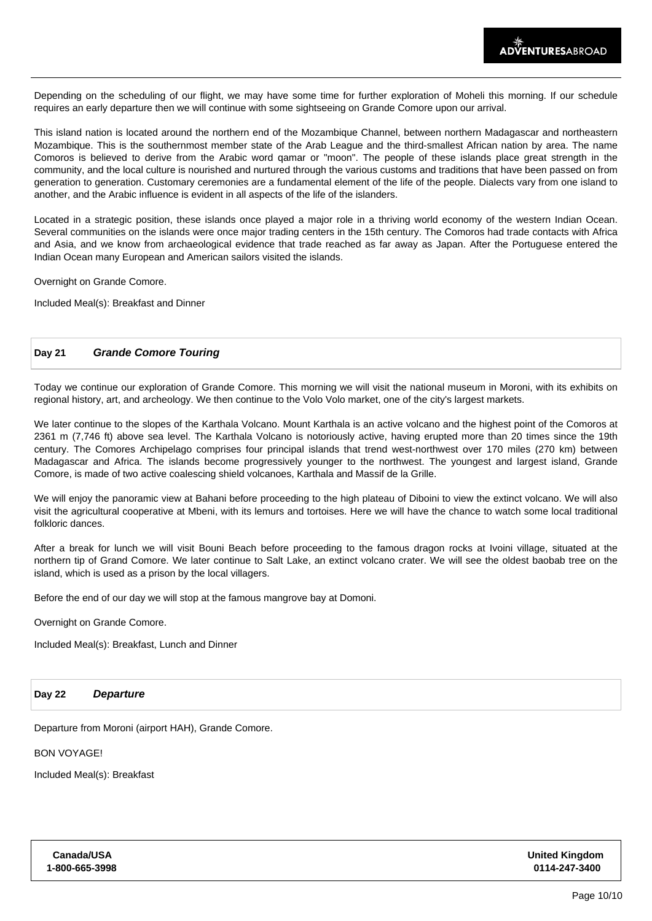Depending on the scheduling of our flight, we may have some time for further exploration of Moheli this morning. If our schedule requires an early departure then we will continue with some sightseeing on Grande Comore upon our arrival.

This island nation is located around the northern end of the Mozambique Channel, between northern Madagascar and northeastern Mozambique. This is the southernmost member state of the Arab League and the third-smallest African nation by area. The name Comoros is believed to derive from the Arabic word qamar or "moon". The people of these islands place great strength in the community, and the local culture is nourished and nurtured through the various customs and traditions that have been passed on from generation to generation. Customary ceremonies are a fundamental element of the life of the people. Dialects vary from one island to another, and the Arabic influence is evident in all aspects of the life of the islanders.

Located in a strategic position, these islands once played a major role in a thriving world economy of the western Indian Ocean. Several communities on the islands were once major trading centers in the 15th century. The Comoros had trade contacts with Africa and Asia, and we know from archaeological evidence that trade reached as far away as Japan. After the Portuguese entered the Indian Ocean many European and American sailors visited the islands.

Overnight on Grande Comore.

Included Meal(s): Breakfast and Dinner

## Day 21 *Grande Comore Touring*

Today we continue our exploration of Grande Comore. This morning we will visit the national museum in Moroni, with its exhibits on regional history, art, and archeology. We then continue to the Volo Volo market, one of the city's largest markets.

We later continue to the slopes of the Karthala Volcano. Mount Karthala is an active volcano and the highest point of the Comoros at 2361 m (7,746 ft) above sea level. The Karthala Volcano is notoriously active, having erupted more than 20 times since the 19th century. The Comores Archipelago comprises four principal islands that trend west-northwest over 170 miles (270 km) between Madagascar and Africa. The islands become progressively younger to the northwest. The youngest and largest island, Grande Comore, is made of two active coalescing shield volcanoes, Karthala and Massif de la Grille.

We will enjoy the panoramic view at Bahani before proceeding to the high plateau of Diboini to view the extinct volcano. We will also visit the agricultural cooperative at Mbeni, with its lemurs and tortoises. Here we will have the chance to watch some local traditional folkloric dances.

After a break for lunch we will visit Bouni Beach before proceeding to the famous dragon rocks at Ivoini village, situated at the northern tip of Grand Comore. We later continue to Salt Lake, an extinct volcano crater. We will see the oldest baobab tree on the island, which is used as a prison by the local villagers.

Before the end of our day we will stop at the famous mangrove bay at Domoni.

Overnight on Grande Comore.

Included Meal(s): Breakfast, Lunch and Dinner

## Day 22 *Departure*

Departure from Moroni (airport HAH), Grande Comore.

BON VOYAGE!

Included Meal(s): Breakfast

| **Canada/USA** | **United Kingdom** |
|---|---|
| **1-800-665-3998** | **0114-247-3400** |